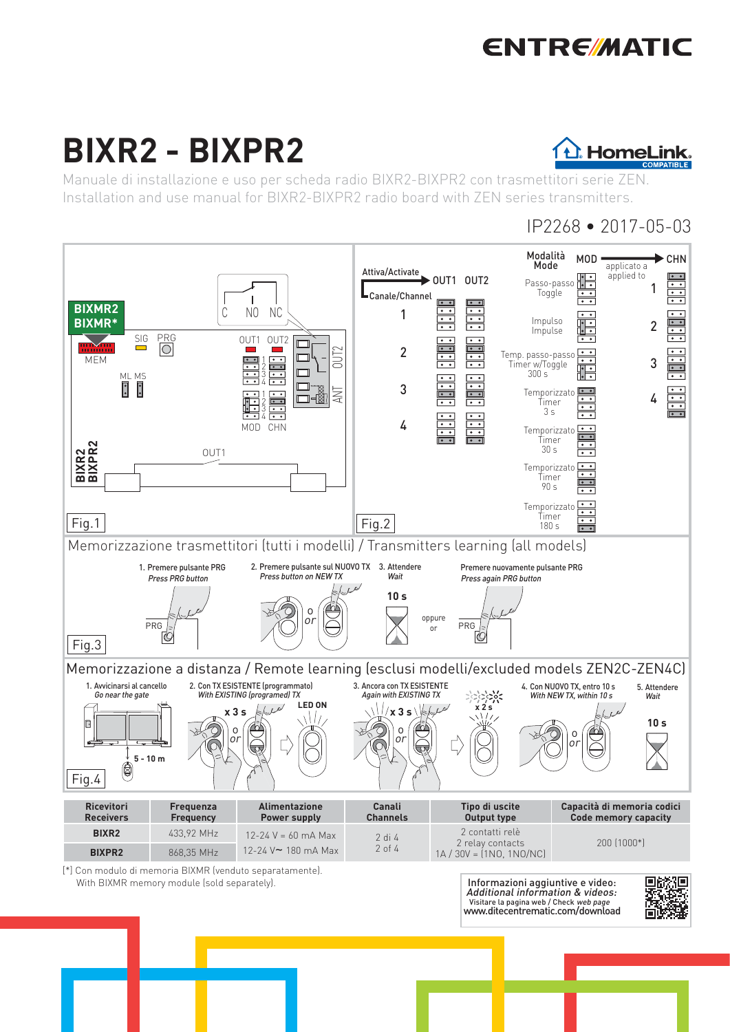ENTREMATIC

# BIXR2 - BIXPR2

HomeLink COMPATIBLE

Manuale di installazione e uso per scheda radio BIXR2-BIXPR2 con trasmettitori serie ZEN.
Installation and use manual for BIXR2-BIXPR2 radio board with ZEN series transmitters.

IP2268 • 2017-05-03

BIXMR2
BIXMR*

MEM SIG PRG ML MS OUT1 OUT2 MOD CHN C NO NC OUT2 ANT OUT1

BIXR2 BIXPR2

Fig.1

Attiva/Activate OUT1 OUT2
Canale/Channel
1
2
3
4

Modalità Mode MOD — applicato a applied to — CHN

- Passo-passo / Toggle — 1
- Impulso / Impulse — 2
- Temp. passo-passo / Timer w/Toggle 300 s — 3
- Temporizzato / Timer 3 s — 4
- Temporizzato / Timer 30 s
- Temporizzato / Timer 90 s
- Temporizzato / Timer 180 s

Fig.2

## Memorizzazione trasmettitori (tutti i modelli) / Transmitters learning (all models)

1. Premere pulsante PRG / *Press PRG button*
2. Premere pulsante sul NUOVO TX / *Press button on NEW TX*
3. Attendere / *Wait* — 10 s — oppure / or — Premere nuovamente pulsante PRG / *Press again PRG button*

Fig.3

## Memorizzazione a distanza / Remote learning (esclusi modelli/excluded models ZEN2C-ZEN4C)

1. Avvicinarsi al cancello / *Go near the gate* — 5 - 10 m
2. Con TX ESISTENTE (programmato) / *With EXISTING (programed) TX* — x 3 s — LED ON
3. Ancora con TX ESISTENTE / *Again with EXISTING TX* — x 3 s — x 2 s
4. Con NUOVO TX, entro 10 s / *With NEW TX, within 10 s*
5. Attendere / *Wait* — 10 s

Fig.4

| Ricevitori Receivers | Frequenza Frequency | Alimentazione Power supply | Canali Channels | Tipo di uscite Output type | Capacità di memoria codici Code memory capacity |
|---|---|---|---|---|---|
| BIXR2 | 433,92 MHz | 12-24 V = 60 mA Max | 2 di 4<br>2 of 4 | 2 contatti relè<br>2 relay contacts<br>1A / 30V = (1NO, 1NO/NC) | 200 (1000*) |
| BIXPR2 | 868,35 MHz | 12-24 V~ 180 mA Max | | | |

[*] Con modulo di memoria BIXMR (venduto separatamente).
With BIXMR memory module (sold separately).

Informazioni aggiuntive e video:
*Additional information & videos:*
Visitare la pagina web / Check *web page*
www.ditecentrematic.com/download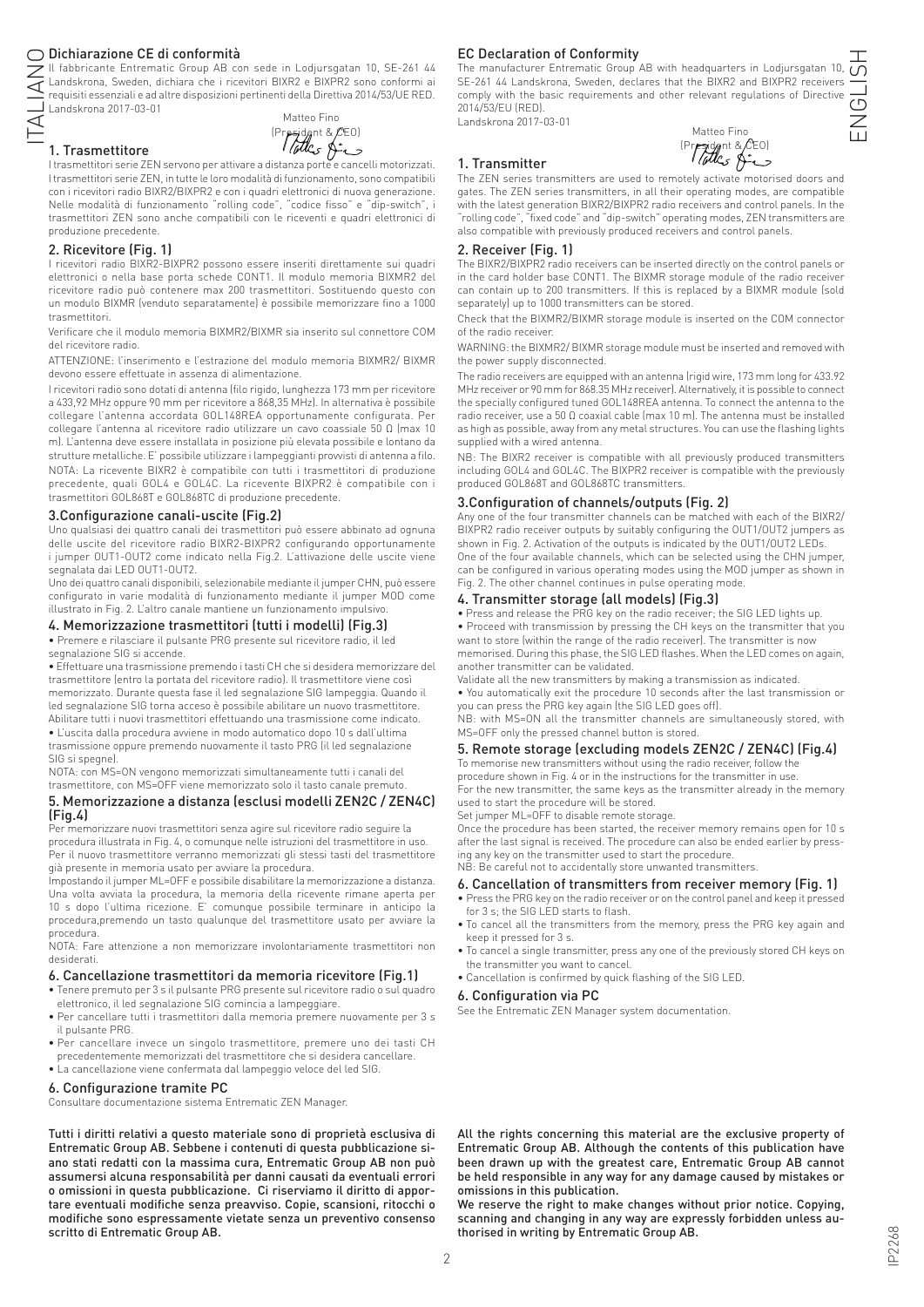ITALIANO

## Dichiarazione CE di conformità

Il fabbricante Entrematic Group AB con sede in Lodjursgatan 10, SE-261 44 Landskrona, Sweden, dichiara che i ricevitori BIXR2 e BIXPR2 sono conformi ai requisiti essenziali e ad altre disposizioni pertinenti della Direttiva 2014/53/UE RED.
Landskrona 2017-03-01

Matteo Fino
(President & CEO)

## 1. Trasmettitore

I trasmettitori serie ZEN servono per attivare a distanza porte e cancelli motorizzati. I trasmettitori serie ZEN, in tutte le loro modalità di funzionamento, sono compatibili con i ricevitori radio BIXR2/BIXPR2 e con i quadri elettronici di nuova generazione. Nelle modalità di funzionamento "rolling code", "codice fisso" e "dip-switch", i trasmettitori ZEN sono anche compatibili con le riceventi e quadri elettronici di produzione precedente.

## 2. Ricevitore (Fig. 1)

I ricevitori radio BIXR2-BIXPR2 possono essere inseriti direttamente sui quadri elettronici o nella base porta schede CONT1. Il modulo memoria BIXMR2 del ricevitore radio può contenere max 200 trasmettitori. Sostituendo questo con un modulo BIXMR (venduto separatamente) è possibile memorizzare fino a 1000 trasmettitori.

Verificare che il modulo memoria BIXMR2/BIXMR sia inserito sul connettore COM del ricevitore radio.

ATTENZIONE: l'inserimento e l'estrazione del modulo memoria BIXMR2/ BIXMR devono essere effettuate in assenza di alimentazione.

I ricevitori radio sono dotati di antenna (filo rigido, lunghezza 173 mm per ricevitore a 433,92 MHz oppure 90 mm per ricevitore a 868,35 MHz). In alternativa è possibile collegare l'antenna accordata GOL148REA opportunamente configurata. Per collegare l'antenna al ricevitore radio utilizzare un cavo coassiale 50 Ω (max 10 m). L'antenna deve essere installata in posizione più elevata possibile e lontano da strutture metalliche. E' possibile utilizzare i lampeggianti provvisti di antenna a filo.

NOTA: La ricevente BIXR2 è compatibile con tutti i trasmettitori di produzione precedente, quali GOL4 e GOL4C. La ricevente BIXPR2 è compatibile con i trasmettitori GOL868T e GOL868TC di produzione precedente.

## 3.Configurazione canali-uscite (Fig.2)

Uno qualsiasi dei quattro canali dei trasmettitori può essere abbinato ad ognuna delle uscite del ricevitore radio BIXR2-BIXPR2 configurando opportunamente i jumper OUT1-OUT2 come indicato nella Fig.2. L'attivazione delle uscite viene segnalata dai LED OUT1-OUT2.

Uno dei quattro canali disponibili, selezionabile mediante il jumper CHN, può essere configurato in varie modalità di funzionamento mediante il jumper MOD come illustrato in Fig. 2. L'altro canale mantiene un funzionamento impulsivo.

## 4. Memorizzazione trasmettitori (tutti i modelli) (Fig.3)

- Premere e rilasciare il pulsante PRG presente sul ricevitore radio, il led segnalazione SIG si accende.
- Effettuare una trasmissione premendo i tasti CH che si desidera memorizzare del trasmettitore (entro la portata del ricevitore radio). Il trasmettitore viene così memorizzato. Durante questa fase il led segnalazione SIG lampeggia. Quando il led segnalazione SIG torna acceso è possibile abilitare un nuovo trasmettitore. Abilitare tutti i nuovi trasmettitori effettuando una trasmissione come indicato.
- L'uscita dalla procedura avviene in modo automatico dopo 10 s dall'ultima trasmissione oppure premendo nuovamente il tasto PRG (il led segnalazione SIG si spegne).

NOTA: con MS=ON vengono memorizzati simultaneamente tutti i canali del trasmettitore, con MS=OFF viene memorizzato solo il tasto canale premuto.

## 5. Memorizzazione a distanza (esclusi modelli ZEN2C / ZEN4C) (Fig.4)

Per memorizzare nuovi trasmettitori senza agire sul ricevitore radio seguire la procedura illustrata in Fig. 4, o comunque nelle istruzioni del trasmettitore in uso. Per il nuovo trasmettitore verranno memorizzati gli stessi tasti del trasmettitore già presente in memoria usato per avviare la procedura.

Impostando il jumper ML=OFF e possibile disabilitare la memorizzazione a distanza. Una volta avviata la procedura, la memoria della ricevente rimane aperta per 10 s dopo l'ultima ricezione. E' comunque possibile terminare in anticipo la procedura,premendo un tasto qualunque del trasmettitore usato per avviare la procedura.

NOTA: Fare attenzione a non memorizzare involontariamente trasmettitori non desiderati.

## 6. Cancellazione trasmettitori da memoria ricevitore (Fig.1)

- Tenere premuto per 3 s il pulsante PRG presente sul ricevitore radio o sul quadro elettronico, il led segnalazione SIG comincia a lampeggiare.
- Per cancellare tutti i trasmettitori dalla memoria premere nuovamente per 3 s il pulsante PRG.
- Per cancellare invece un singolo trasmettitore, premere uno dei tasti CH precedentemente memorizzati del trasmettitore che si desidera cancellare.
- La cancellazione viene confermata dal lampeggio veloce del led SIG.

## 6. Configurazione tramite PC

Consultare documentazione sistema Entrematic ZEN Manager.

**Tutti i diritti relativi a questo materiale sono di proprietà esclusiva di Entrematic Group AB. Sebbene i contenuti di questa pubblicazione siano stati redatti con la massima cura, Entrematic Group AB non può assumersi alcuna responsabilità per danni causati da eventuali errori o omissioni in questa pubblicazione. Ci riserviamo il diritto di apportare eventuali modifiche senza preavviso. Copie, scansioni, ritocchi o modifiche sono espressamente vietate senza un preventivo consenso scritto di Entrematic Group AB.**

ENGLISH

## EC Declaration of Conformity

The manufacturer Entrematic Group AB with headquarters in Lodjursgatan 10, SE-261 44 Landskrona, Sweden, declares that the BIXR2 and BIXPR2 receivers comply with the basic requirements and other relevant regulations of Directive 2014/53/EU (RED).
Landskrona 2017-03-01

Matteo Fino
(President & CEO)

## 1. Transmitter

The ZEN series transmitters are used to remotely activate motorised doors and gates. The ZEN series transmitters, in all their operating modes, are compatible with the latest generation BIXR2/BIXPR2 radio receivers and control panels. In the "rolling code", "fixed code" and "dip-switch" operating modes, ZEN transmitters are also compatible with previously produced receivers and control panels.

## 2. Receiver (Fig. 1)

The BIXR2/BIXPR2 radio receivers can be inserted directly on the control panels or in the card holder base CONT1. The BIXMR storage module of the radio receiver can contain up to 200 transmitters. If this is replaced by a BIXMR module (sold separately) up to 1000 transmitters can be stored.

Check that the BIXMR2/BIXMR storage module is inserted on the COM connector of the radio receiver.

WARNING: the BIXMR2/ BIXMR storage module must be inserted and removed with the power supply disconnected.

The radio receivers are equipped with an antenna (rigid wire, 173 mm long for 433.92 MHz receiver or 90 mm for 868.35 MHz receiver). Alternatively, it is possible to connect the specially configured tuned GOL148REA antenna. To connect the antenna to the radio receiver, use a 50 Ω coaxial cable (max 10 m). The antenna must be installed as high as possible, away from any metal structures. You can use the flashing lights supplied with a wired antenna.

NB: The BIXR2 receiver is compatible with all previously produced transmitters including GOL4 and GOL4C. The BIXPR2 receiver is compatible with the previously produced GOL868T and GOL868TC transmitters.

## 3.Configuration of channels/outputs (Fig. 2)

Any one of the four transmitter channels can be matched with each of the BIXR2/ BIXPR2 radio receiver outputs by suitably configuring the OUT1/OUT2 jumpers as shown in Fig. 2. Activation of the outputs is indicated by the OUT1/OUT2 LEDs.

One of the four available channels, which can be selected using the CHN jumper, can be configured in various operating modes using the MOD jumper as shown in Fig. 2. The other channel continues in pulse operating mode.

## 4. Transmitter storage (all models) (Fig.3)

- Press and release the PRG key on the radio receiver; the SIG LED lights up.
- Proceed with transmission by pressing the CH keys on the transmitter that you want to store (within the range of the radio receiver). The transmitter is now memorised. During this phase, the SIG LED flashes. When the LED comes on again, another transmitter can be validated.

Validate all the new transmitters by making a transmission as indicated.

- You automatically exit the procedure 10 seconds after the last transmission or you can press the PRG key again (the SIG LED goes off).

NB: with MS=ON all the transmitter channels are simultaneously stored, with MS=OFF only the pressed channel button is stored.

## 5. Remote storage (excluding models ZEN2C / ZEN4C) (Fig.4)

To memorise new transmitters without using the radio receiver, follow the procedure shown in Fig. 4 or in the instructions for the transmitter in use.

For the new transmitter, the same keys as the transmitter already in the memory used to start the procedure will be stored.

Set jumper ML=OFF to disable remote storage.

Once the procedure has been started, the receiver memory remains open for 10 s after the last signal is received. The procedure can also be ended earlier by pressing any key on the transmitter used to start the procedure.

NB: Be careful not to accidentally store unwanted transmitters.

## 6. Cancellation of transmitters from receiver memory (Fig. 1)

- Press the PRG key on the radio receiver or on the control panel and keep it pressed for 3 s; the SIG LED starts to flash.
- To cancel all the transmitters from the memory, press the PRG key again and keep it pressed for 3 s.
- To cancel a single transmitter, press any one of the previously stored CH keys on the transmitter you want to cancel.
- Cancellation is confirmed by quick flashing of the SIG LED.

## 6. Configuration via PC

See the Entrematic ZEN Manager system documentation.

**All the rights concerning this material are the exclusive property of Entrematic Group AB. Although the contents of this publication have been drawn up with the greatest care, Entrematic Group AB cannot be held responsible in any way for any damage caused by mistakes or omissions in this publication.
We reserve the right to make changes without prior notice. Copying, scanning and changing in any way are expressly forbidden unless authorised in writing by Entrematic Group AB.**

IP2268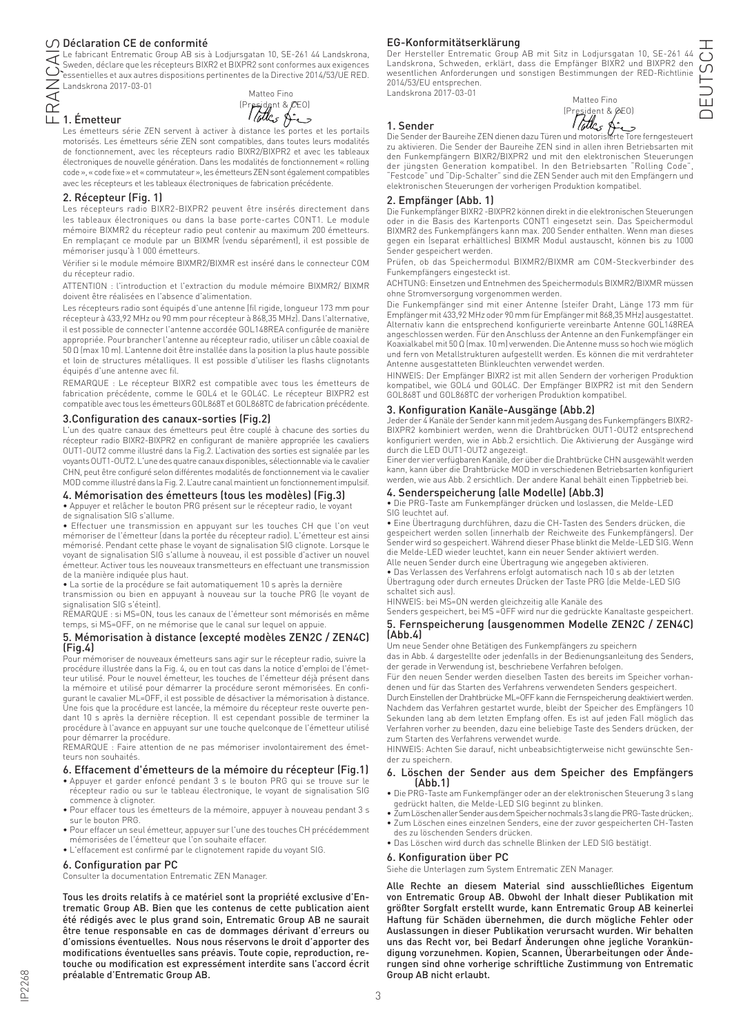# Déclaration CE de conformité

Le fabricant Entrematic Group AB sis à Lodjursgatan 10, SE-261 44 Landskrona, Sweden, déclare que les récepteurs BIXR2 et BIXPR2 sont conformes aux exigences essentielles et aux autres dispositions pertinentes de la Directive 2014/53/UE RED.
Landskrona 2017-03-01

Matteo Fino
(President & CEO)

## 1. Émetteur

Les émetteurs série ZEN servent à activer à distance les portes et les portails motorisés. Les émetteurs série ZEN sont compatibles, dans toutes leurs modalités de fonctionnement, avec les récepteurs radio BIXR2/BIXPR2 et avec les tableaux électroniques de nouvelle génération. Dans les modalités de fonctionnement « rolling code », « code fixe » et « commutateur », les émetteurs ZEN sont également compatibles avec les récepteurs et les tableaux électroniques de fabrication précédente.

## 2. Récepteur (Fig. 1)

Les récepteurs radio BIXR2-BIXPR2 peuvent être insérés directement dans les tableaux électroniques ou dans la base porte-cartes CONT1. Le module mémoire BIXMR2 du récepteur radio peut contenir au maximum 200 émetteurs. En remplaçant ce module par un BIXMR (vendu séparément), il est possible de mémoriser jusqu'à 1 000 émetteurs.

Vérifier si le module mémoire BIXMR2/BIXMR est inséré dans le connecteur COM du récepteur radio.

ATTENTION : l'introduction et l'extraction du module mémoire BIXMR2/ BIXMR doivent être réalisées en l'absence d'alimentation.

Les récepteurs radio sont équipés d'une antenne (fil rigide, longueur 173 mm pour récepteur à 433,92 MHz ou 90 mm pour récepteur à 868,35 MHz). Dans l'alternative, il est possible de connecter l'antenne accordée GOL148REA configurée de manière appropriée. Pour brancher l'antenne au récepteur radio, utiliser un câble coaxial de 50 Ω (max 10 m). L'antenne doit être installée dans la position la plus haute possible et loin de structures métalliques. Il est possible d'utiliser les flashs clignotants équipés d'une antenne avec fil.

REMARQUE : Le récepteur BIXR2 est compatible avec tous les émetteurs de fabrication précédente, comme le GOL4 et le GOL4C. Le récepteur BIXPR2 est compatible avec tous les émetteurs GOL868T et GOL868TC de fabrication précédente.

## 3.Configuration des canaux-sorties (Fig.2)

L'un des quatre canaux des émetteurs peut être couplé à chacune des sorties du récepteur radio BIXR2-BIXPR2 en configurant de manière appropriée les cavaliers OUT1-OUT2 comme illustré dans la Fig.2. L'activation des sorties est signalée par les voyants OUT1-OUT2. L'une des quatre canaux disponibles, sélectionnable via le cavalier CHN, peut être configuré selon différentes modalités de fonctionnement via le cavalier MOD comme illustré dans la Fig. 2. L'autre canal maintient un fonctionnement impulsif.

## 4. Mémorisation des émetteurs (tous les modèles) (Fig.3)

- Appuyer et relâcher le bouton PRG présent sur le récepteur radio, le voyant de signalisation SIG s'allume.
- Effectuer une transmission en appuyant sur les touches CH que l'on veut mémoriser de l'émetteur (dans la portée du récepteur radio). L'émetteur est ainsi mémorisé. Pendant cette phase le voyant de signalisation SIG clignote. Lorsque le voyant de signalisation SIG s'allume à nouveau, il est possible d'activer un nouvel émetteur. Activer tous les nouveaux transmetteurs en effectuant une transmission de la manière indiquée plus haut.
- La sortie de la procédure se fait automatiquement 10 s après la dernière transmission ou bien en appuyant à nouveau sur la touche PRG (le voyant de signalisation SIG s'éteint).

REMARQUE : si MS=ON, tous les canaux de l'émetteur sont mémorisés en même temps, si MS=OFF, on ne mémorise que le canal sur lequel on appuie.

## 5. Mémorisation à distance (excepté modèles ZEN2C / ZEN4C) (Fig.4)

Pour mémoriser de nouveaux émetteurs sans agir sur le récepteur radio, suivre la procédure illustrée dans la Fig. 4, ou en tout cas dans la notice d'emploi de l'émetteur utilisé. Pour le nouvel émetteur, les touches de l'émetteur déjà présent dans la mémoire et utilisé pour démarrer la procédure seront mémorisées. En configurant le cavalier ML=OFF, il est possible de désactiver la mémorisation à distance. Une fois que la procédure est lancée, la mémoire du récepteur reste ouverte pendant 10 s après la dernière réception. Il est cependant possible de terminer la procédure à l'avance en appuyant sur une touche quelconque de l'émetteur utilisé pour démarrer la procédure.

REMARQUE : Faire attention de ne pas mémoriser involontairement des émetteurs non souhaités.

## 6. Effacement d'émetteurs de la mémoire du récepteur (Fig.1)

- Appuyer et garder enfoncé pendant 3 s le bouton PRG qui se trouve sur le récepteur radio ou sur le tableau électronique, le voyant de signalisation SIG commence à clignoter.
- Pour effacer tous les émetteurs de la mémoire, appuyer à nouveau pendant 3 s sur le bouton PRG.
- Pour effacer un seul émetteur, appuyer sur l'une des touches CH précédemment mémorisées de l'émetteur que l'on souhaite effacer.
- L'effacement est confirmé par le clignotement rapide du voyant SIG.

## 6. Configuration par PC

Consulter la documentation Entrematic ZEN Manager.

**Tous les droits relatifs à ce matériel sont la propriété exclusive d'Entrematic Group AB. Bien que les contenus de cette publication aient été rédigés avec le plus grand soin, Entrematic Group AB ne saurait être tenue responsable en cas de dommages dérivant d'erreurs ou d'omissions éventuelles. Nous nous réservons le droit d'apporter des modifications éventuelles sans préavis. Toute copie, reproduction, retouche ou modification est expressément interdite sans l'accord écrit préalable d'Entrematic Group AB.**

# EG-Konformitätserklärung

Der Hersteller Entrematic Group AB mit Sitz in Lodjursgatan 10, SE-261 44 Landskrona, Schweden, erklärt, dass die Empfänger BIXR2 und BIXPR2 den wesentlichen Anforderungen und sonstigen Bestimmungen der RED-Richtlinie 2014/53/EU entsprechen.
Landskrona 2017-03-01

Matteo Fino
(President & CEO)

## 1. Sender

Die Sender der Baureihe ZEN dienen dazu Türen und motorisierte Tore ferngesteuert zu aktivieren. Die Sender der Baureihe ZEN sind in allen ihren Betriebsarten mit den Funkempfängern BIXR2/BIXPR2 und mit den elektronischen Steuerungen der jüngsten Generation kompatibel. In den Betriebsarten "Rolling Code", "Festcode" und "Dip-Schalter" sind die ZEN Sender auch mit den Empfängern und elektronischen Steuerungen der vorherigen Produktion kompatibel.

## 2. Empfänger (Abb. 1)

Die Funkempfänger BIXR2 -BIXPR2 können direkt in die elektronischen Steuerungen oder in die Basis des Kartenports CONT1 eingesetzt sein. Das Speichermodul BIXMR2 des Funkempfängers kann max. 200 Sender enthalten. Wenn man dieses gegen ein (separat erhältliches) BIXMR Modul austauscht, können bis zu 1000 Sender gespeichert werden.

Prüfen, ob das Speichermodul BIXMR2/BIXMR am COM-Steckverbinder des Funkempfängers eingesteckt ist.

ACHTUNG: Einsetzen und Entnehmen des Speichermoduls BIXMR2/BIXMR müssen ohne Stromversorgung vorgenommen werden.

Die Funkempfänger sind mit einer Antenne (steifer Draht, Länge 173 mm für Empfänger mit 433,92 MHz oder 90 mm für Empfänger mit 868,35 MHz) ausgestattet. Alternativ kann die entsprechend konfigurierte vereinbarte Antenne GOL148REA angeschlossen werden. Für den Anschluss der Antenne an den Funkempfänger ein Koaxialkabel mit 50 Ω (max. 10 m) verwenden. Die Antenne muss so hoch wie möglich und fern von Metallstrukturen aufgestellt werden. Es können die mit verdrahteter Antenne ausgestatteten Blinkleuchten verwendet werden.

HINWEIS: Der Empfänger BIXR2 ist mit allen Sendern der vorherigen Produktion kompatibel, wie GOL4 und GOL4C. Der Empfänger BIXPR2 ist mit den Sendern GOL868T und GOL868TC der vorherigen Produktion kompatibel.

## 3. Konfiguration Kanäle-Ausgänge (Abb.2)

Jeder der 4 Kanäle der Sender kann mit jedem Ausgang des Funkempfängers BIXR2-BIXPR2 kombiniert werden, wenn die Drahtbrücken OUT1-OUT2 entsprechend konfiguriert werden, wie in Abb.2 ersichtlich. Die Aktivierung der Ausgänge wird durch die LED OUT1-OUT2 angezeigt.

Einer der vier verfügbaren Kanäle, der über die Drahtbrücke CHN ausgewählt werden kann, kann über die Drahtbrücke MOD in verschiedenen Betriebsarten konfiguriert werden, wie aus Abb. 2 ersichtlich. Der andere Kanal behält einen Tippbetrieb bei.

## 4. Senderspeicherung (alle Modelle) (Abb.3)

- Die PRG-Taste am Funkempfänger drücken und loslassen, die Melde-LED SIG leuchtet auf.
- Eine Übertragung durchführen, dazu die CH-Tasten des Senders drücken, die gespeichert werden sollen (innerhalb der Reichweite des Funkempfängers). Der Sender wird so gespeichert. Während dieser Phase blinkt die Melde-LED SIG. Wenn die Melde-LED wieder leuchtet, kann ein neuer Sender aktiviert werden. Alle neuen Sender durch eine Übertragung wie angegeben aktivieren.
- Das Verlassen des Verfahrens erfolgt automatisch nach 10 s ab der letzten Übertragung oder durch erneutes Drücken der Taste PRG (die Melde-LED SIG schaltet sich aus).

HINWEIS: bei MS=ON werden gleichzeitig alle Kanäle des Senders gespeichert, bei MS =OFF wird nur die gedrückte Kanaltaste gespeichert.

## 5. Fernspeicherung (ausgenommen Modelle ZEN2C / ZEN4C) (Abb.4)

Um neue Sender ohne Betätigen des Funkempfängers zu speichern das in Abb. 4 dargestellte oder jedenfalls in der Bedienungsanleitung des Senders, der gerade in Verwendung ist, beschriebene Verfahren befolgen.

Für den neuen Sender werden dieselben Tasten des bereits im Speicher vorhandenen und für das Starten des Verfahrens verwendeten Senders gespeichert. Durch Einstellen der Drahtbrücke ML=OFF kann die Fernspeicherung deaktiviert werden. Nachdem das Verfahren gestartet wurde, bleibt der Speicher des Empfängers 10 Sekunden lang ab dem letzten Empfang offen. Es ist auf jeden Fall möglich das Verfahren vorher zu beenden, dazu eine beliebige Taste des Senders drücken, der zum Starten des Verfahrens verwendet wurde.

HINWEIS: Achten Sie darauf, nicht unbeabsichtigterweise nicht gewünschte Sender zu speichern.

## 6. Löschen der Sender aus dem Speicher des Empfängers (Abb.1)

- Die PRG-Taste am Funkempfänger oder an der elektronischen Steuerung 3 s lang gedrückt halten, die Melde-LED SIG beginnt zu blinken.
- Zum Löschen aller Sender aus dem Speicher nochmals 3 s lang die PRG-Taste drücken;.
- Zum Löschen eines einzelnen Senders, eine der zuvor gespeicherten CH-Tasten des zu löschenden Senders drücken.
- Das Löschen wird durch das schnelle Blinken der LED SIG bestätigt.

## 6. Konfiguration über PC

Siehe die Unterlagen zum System Entrematic ZEN Manager.

**Alle Rechte an diesem Material sind ausschließliches Eigentum von Entrematic Group AB. Obwohl der Inhalt dieser Publikation mit größter Sorgfalt erstellt wurde, kann Entrematic Group AB keinerlei Haftung für Schäden übernehmen, die durch mögliche Fehler oder Auslassungen in dieser Publikation verursacht wurden. Wir behalten uns das Recht vor, bei Bedarf Änderungen ohne jegliche Vorankündigung vorzunehmen. Kopien, Scannen, Überarbeitungen oder Änderungen sind ohne vorherige schriftliche Zustimmung von Entrematic Group AB nicht erlaubt.**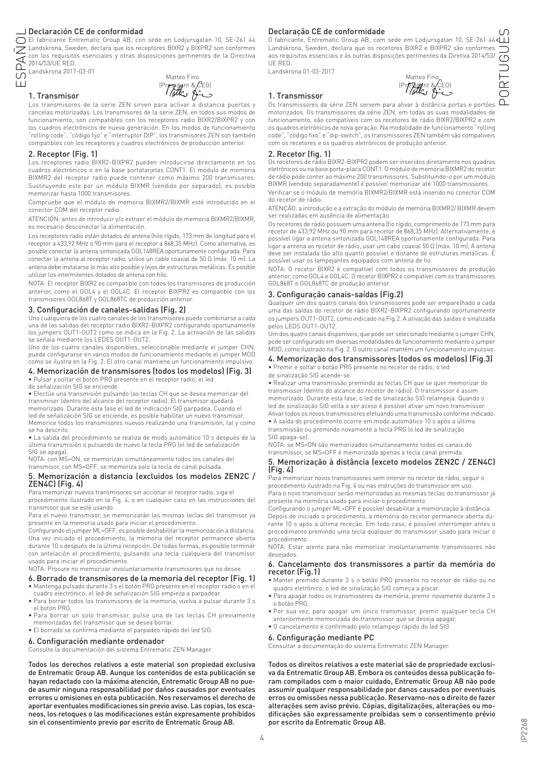# Declaración CE de conformidad

El fabricante Entrematic Group AB, con sede en Lodjursgatan 10, SE-261 44 Landskrona, Sweden, declara que los receptores BIXR2 y BIXPR2 son conformes con los requisitos esenciales y otras disposiciones pertinentes de la Directiva 2014/53/UE RED.

Landskrona 2017-03-01

Matteo Fino
(President & CEO)

## 1. Transmisor

Los transmisores de la serie ZEN sirven para activar a distancia puertas y cancelas motorizadas. Los transmisores de la serie ZEN, en todos sus modos de funcionamiento, son compatibles con los receptores radio BIXR2/BIXPR2 y con los cuadros electrónicos de nueva generación. En los modos de funcionamiento "rolling code", "código fijo" e "interruptor DIP", los transmisores ZEN son también compatibles con los receptores y cuadros electrónicos de producción anterior.

## 2. Receptor (Fig. 1)

Los receptores radio BIXR2-BIXPR2 pueden introducirse directamente en los cuadros electrónicos o en la base portatarjetas CONT1. El módulo de memoria BIXMR2 del receptor radio puede contener como máximo 200 transmisores. Sustituyendo este por un módulo BIXMR (vendido por separado), es posible memorizar hasta 1000 transmisores.

Compruebe que el módulo de memoria BIXMR2/BIXMR esté introducido en el conector COM del receptor radio.

ATENCIÓN: antes de introducir y/o extraer el módulo de memoria BIXMR2/BIXMR, es necesario desconectar la alimentación.

Los receptores radio están dotados de antena (hilo rígido, 173 mm de longitud para el receptor a 433,92 MHz o 90 mm para el receptor a 868,35 MHz). Como alternativa, es posible conectar la antena sintonizada GOL148REA oportunamente configurada. Para conectar la antena al receptor radio, utilice un cable coaxial de 50 Ω (máx. 10 m). La antena debe instalarse lo más alto posible y lejos de estructuras metálicas. Es posible utilizar los intermitentes dotados de antena con hilo.

NOTA: El receptor BIXR2 es compatible con todos los transmisores de producción anterior, como el GOL4 y el GOL4C. El receptor BIXPR2 es compatible con los transmisores GOL868T y GOL868TC de producción anterior.

## 3. Configuración de canales-salidas (Fig. 2)

Uno cualquiera de los cuatro canales de los transmisores puede combinarse a cada una de las salidas del receptor radio BIXR2-BIXPR2 configurando oportunamente los jumpers OUT1-OUT2 como se indica en la Fig. 2. La activación de las salidas se señala mediante los LEDES OUT1-OUT2.

Uno de los cuatro canales disponibles, seleccionable mediante el jumper CHN, puede configurarse en varios modos de funcionamiento mediante el jumper MOD como se ilustra en la Fig. 2. El otro canal mantiene un funcionamiento impulsivo.

## 4. Memorización de transmisores (todos los modelos) (Fig. 3)

- Pulsar y soltar el botón PRG presente en el receptor radio; el led de señalización SIG se enciende.
- Efectúe una transmisión pulsando las teclas CH que se desea memorizar del transmisor (dentro del alcance del receptor radio). El transmisor quedará memorizado. Durante esta fase el led de indicación SIG parpadea. Cuando el led de señalización SIG se enciende, es posible habilitar un nuevo transmisor. Memorice todos los transmisores nuevos realizando una transmisión, tal y como se ha descrito.
- La salida del procedimiento se realiza de modo automático 10 s después de la última transmisión o pulsando de nuevo la tecla PRG (el led de señalización SIG se apaga).

NOTA: con MS=ON, se memorizan simultáneamente todos los canales del transmisor, con MS=OFF, se memoriza solo la tecla de canal pulsada.

## 5. Memorización a distancia (excluidos los modelos ZEN2C / ZEN4C) (Fig. 4)

Para memorizar nuevos transmisores sin accionar el receptor radio, siga el procedimiento ilustrado en la Fig. 4, o en cualquier caso en las instrucciones del transmisor que se esté usando.

Para el nuevo transmisor, se memorizarán las mismas teclas del transmisor ya presente en la memoria usado para iniciar el procedimiento.

Configurando el jumper ML=OFF, es posible deshabilitar la memorización a distancia. Una vez iniciado el procedimiento, la memoria del receptor permanece abierta durante 10 s después de la última recepción. De todas formas, es posible terminar con antelación el procedimiento, pulsando una tecla cualquiera del transmisor usado para iniciar el procedimiento.

NOTA: Procure no memorizar involuntariamente transmisores que no desee.

## 6. Borrado de transmisores de la memoria del receptor (Fig. 1)

- Mantenga pulsado durante 3 s el botón PRG presente en el receptor radio o en el cuadro electrónico; el led de señalización SIG empieza a parpadear.
- Para borrar todos los transmisores de la memoria, vuelva a pulsar durante 3 s el botón PRG.
- Para borrar un solo transmisor, pulse una de las teclas CH previamente memorizadas del transmisor que se desea borrar.
- El borrado se confirma mediante el parpadeo rápido del led SIG.

## 6. Configuración mediante ordenador

Consulte la documentación del sistema Entrematic ZEN Manager.

**Todos los derechos relativos a este material son propiedad exclusiva de Entrematic Group AB. Aunque los contenidos de esta publicación se hayan redactado con la máxima atención, Entrematic Group AB no puede asumir ninguna responsabilidad por daños causados por eventuales errores u omisiones en esta publicación. Nos reservamos el derecho de aportar eventuales modificaciones sin previo aviso. Las copias, los escaneos, los retoques o las modificaciones están expresamente prohibidos sin el consentimiento previo por escrito de Entrematic Group AB.**

# Declaração CE de conformidade

O fabricante, Entrematic Group AB, com sede em Lodjursgatan 10, SE-261 44 Landskrona, Sweden, declara que os recetores BIXR2 e BIXPR2 são conformes aos requisitos essenciais e às outras disposições pertinentes da Diretiva 2014/53/UE RED.

Landskrona 01-03-2017

Matteo Fino
(President & CEO)

## 1. Transmissor

Os transmissores da série ZEN servem para ativar à distância portas e portões motorizados. Os transmissores da série ZEN, em todas as suas modalidades de funcionamento, são compatíveis com os recetores de rádio BIXR2/BIXPR2 e com os quadros eletrónicos de nova geração. Na modalidade de funcionamento "rolling code", "código fixo" e "dip-switch", os transmissores ZEN também são compatíveis com os recetores e os quadros eletrónicos de produção anterior.

## 2. Recetor (fig. 1)

Os recetores de rádio BIXR2-BIXPR2 podem ser inseridos diretamente nos quadros eletrónicos ou na base porta-placa CONT1. O módulo de memória BIXMR2 do recetor de rádio pode conter ao máximo 200 transmissores. Substituindo-o por um módulo BIXMR (vendido separadamente) é possível memorizar até 1000 transmissores.

Verificar se o módulo de memória BIXMR2/BIXMR está inserido no conector COM do recetor de rádio.

ATENÇÃO: a introdução e a extração do módulo de memória BIXMR2/ BIXMR devem ser realizadas em ausência de alimentação.

Os recetores de rádio possuem uma antena (fio rígido, comprimento de 173 mm para recetor de 433,92 MHz ou 90 mm para recetor de 868,35 MHz). Alternativamente, é possível ligar a antena sintonizada GOL148REA oportunamente configurada. Para ligar a antena ao recetor de rádio, usar um cabo coaxial 50 Ω (máx. 10 m). A antena deve ser instalada tão alto quanto possível e distante de estruturas metálicas. É possível usar os lampejantes equipados com antena de fio.

NOTA: O recetor BIXR2 é compatível com todos os transmissores de produção anterior, como GOL4 e GOL4C. O recetor BIXPR2 é compatível com os transmissores GOL868T e GOL868TC de produção anterior.

## 3. Configuração canais-saídas (Fig.2)

Qualquer um dos quatro canais dos transmissores pode ser emparelhado a cada uma das saídas do recetor de rádio BIXR2-BIXPR2 configurando oportunamente os jumpers OUT1-OUT2, como indicado na Fig.2. A ativação das saídas é sinalizada pelos LEDS OUT1-OUT2.

Um dos quatro canais disponíveis, que pode ser selecionado mediante o jumper CHN, pode ser configurado em diversas modalidades de funcionamento mediante o jumper MOD, como ilustrado na Fig. 2. O outro canal mantém um funcionamento impulsivo.

## 4. Memorização dos transmissores (todos os modelos) (Fig.3)

- Premir e soltar o botão PRG presente no recetor de rádio; o led de sinalização SIG acende-se.
- Realizar uma transmissão premindo as teclas CH que se quer memorizar do transmissor (dentro do alcance do recetor de rádio). O transmissor é assim memorizado. Durante esta fase, o led de sinalização SIG relampeja. Quando o led de sinalização SIG volta a ser aceso é possível ativar um novo transmissor. Ativar todos os novos transmissores efetuando uma transmissão conforme indicado.
- A saída do procedimento ocorre em modo automático 10 s após a última transmissão ou premindo novamente a tecla PRG (o led de sinalização SIG apaga-se).

NOTA: se MS=ON são memorizados simultaneamente todos os canais do transmissor, se MS=OFF é memorizada apenas a tecla canal premida.

## 5. Memorização à distância (exceto modelos ZEN2C / ZEN4C) (Fig. 4)

Para memorizar novos transmissores sem intervir no recetor de rádio, seguir o procedimento ilustrado na Fig. 4 ou nas instruções do transmissor em uso.

Para o novo transmissor serão memorizadas as mesmas teclas do transmissor já presente na memória usado para iniciar o procedimento.

Configurando o jumper ML=OFF é possível desabilitar a memorização à distância. Depois de iniciado o procedimento, a memória do recetor permanece aberta durante 10 s após a última receção. Em todo caso, é possível interromper antes o procedimento premindo uma tecla qualquer do transmissor usado para iniciar o procedimento.

NOTA: Estar atento para não memorizar involuntariamente transmissores não desejados.

## 6. Cancelamento dos transmissores a partir da memória do recetor (Fig.1)

- Manter premido durante 3 s o botão PRG presente no recetor de rádio ou no quadro eletrónico, o led de sinalização SIG começa a piscar.
- Para apagar todos os transmissores da memória, premir novamente durante 3 s o botão PRG.
- Por sua vez, para apagar um único transmissor, premir qualquer tecla CH anteriormente memorizada do transmissor que se deseja apagar.
- O cancelamento é confirmado pelo relampejo rápido do led SIG.

## 6. Configuração mediante PC

Consultar a documentação do sistema Entrematic ZEN Manager.

**Todos os direitos relativos a este material são de propriedade exclusiva da Entrematic Group AB. Embora os conteúdos dessa publicação foram compilados com o maior cuidado, Entrematic Group AB não pode assumir qualquer responsabilidade por danos causados por eventuais erros ou omissões nessa publicação. Reservamo-nos o direito de fazer alterações sem aviso prévio. Cópias, digitalizações, alterações ou modificações são expressamente proibidas sem o consentimento prévio por escrito da Entrematic Group AB.**

IP2268